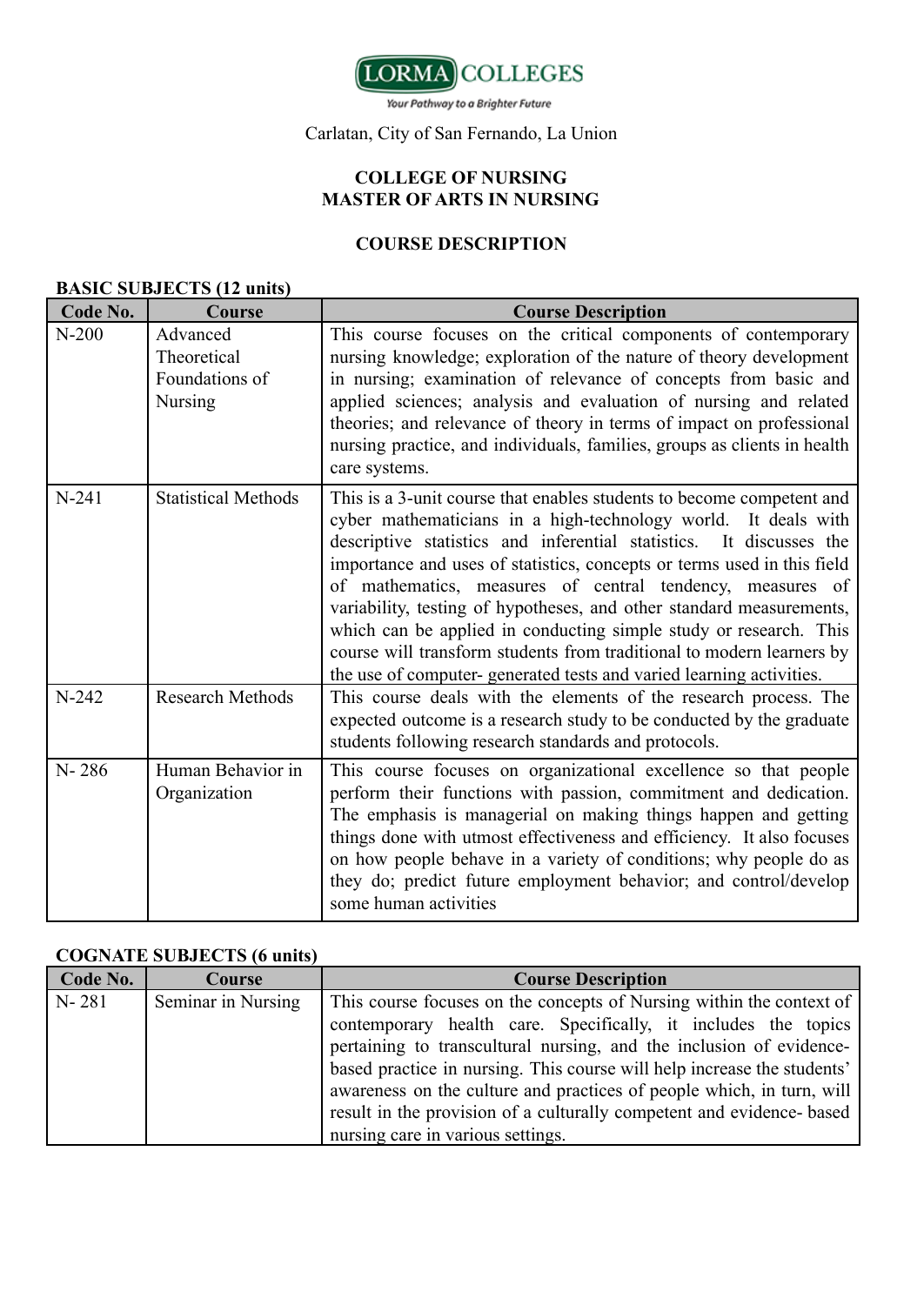**LORMA COLLEGES**

*Your Pathway to a Brighter Future*

Carlatan, City of San Fernando, La Union

## COLLEGE OF NURSING
## MASTER OF ARTS IN NURSING

### COURSE DESCRIPTION

**BASIC SUBJECTS (12 units)**

| Code No. | Course | Course Description |
|---|---|---|
| N-200 | Advanced Theoretical Foundations of Nursing | This course focuses on the critical components of contemporary nursing knowledge; exploration of the nature of theory development in nursing; examination of relevance of concepts from basic and applied sciences; analysis and evaluation of nursing and related theories; and relevance of theory in terms of impact on professional nursing practice, and individuals, families, groups as clients in health care systems. |
| N-241 | Statistical Methods | This is a 3-unit course that enables students to become competent and cyber mathematicians in a high-technology world. It deals with descriptive statistics and inferential statistics. It discusses the importance and uses of statistics, concepts or terms used in this field of mathematics, measures of central tendency, measures of variability, testing of hypotheses, and other standard measurements, which can be applied in conducting simple study or research. This course will transform students from traditional to modern learners by the use of computer- generated tests and varied learning activities. |
| N-242 | Research Methods | This course deals with the elements of the research process. The expected outcome is a research study to be conducted by the graduate students following research standards and protocols. |
| N- 286 | Human Behavior in Organization | This course focuses on organizational excellence so that people perform their functions with passion, commitment and dedication. The emphasis is managerial on making things happen and getting things done with utmost effectiveness and efficiency. It also focuses on how people behave in a variety of conditions; why people do as they do; predict future employment behavior; and control/develop some human activities |

**COGNATE SUBJECTS (6 units)**

| Code No. | Course | Course Description |
|---|---|---|
| N- 281 | Seminar in Nursing | This course focuses on the concepts of Nursing within the context of contemporary health care. Specifically, it includes the topics pertaining to transcultural nursing, and the inclusion of evidence-based practice in nursing. This course will help increase the students' awareness on the culture and practices of people which, in turn, will result in the provision of a culturally competent and evidence- based nursing care in various settings. |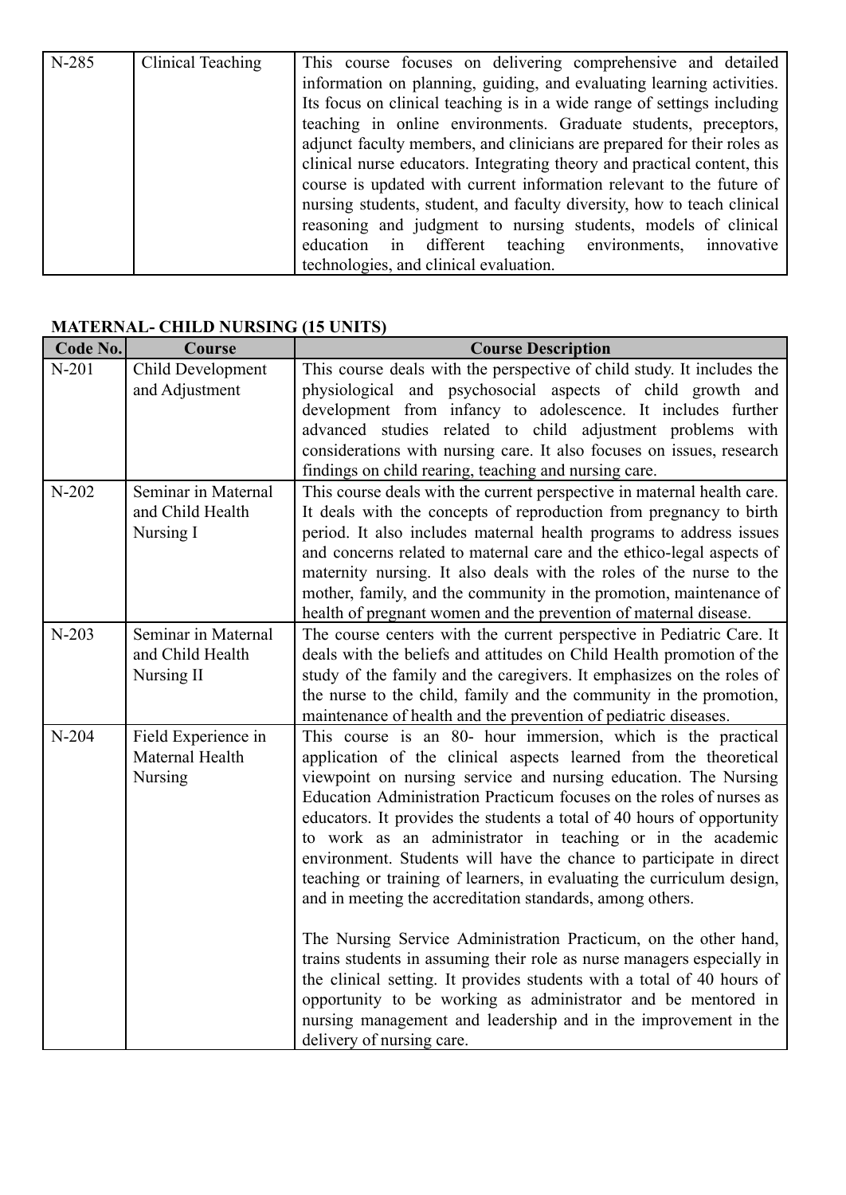| N-285 | Clinical Teaching | This course focuses on delivering comprehensive and detailed information on planning, guiding, and evaluating learning activities. Its focus on clinical teaching is in a wide range of settings including teaching in online environments. Graduate students, preceptors, adjunct faculty members, and clinicians are prepared for their roles as clinical nurse educators. Integrating theory and practical content, this course is updated with current information relevant to the future of nursing students, student, and faculty diversity, how to teach clinical reasoning and judgment to nursing students, models of clinical education in different teaching environments, innovative technologies, and clinical evaluation. |
|---|---|---|

**MATERNAL- CHILD NURSING (15 UNITS)**

| Code No. | Course | Course Description |
|---|---|---|
| N-201 | Child Development and Adjustment | This course deals with the perspective of child study. It includes the physiological and psychosocial aspects of child growth and development from infancy to adolescence. It includes further advanced studies related to child adjustment problems with considerations with nursing care. It also focuses on issues, research findings on child rearing, teaching and nursing care. |
| N-202 | Seminar in Maternal and Child Health Nursing I | This course deals with the current perspective in maternal health care. It deals with the concepts of reproduction from pregnancy to birth period. It also includes maternal health programs to address issues and concerns related to maternal care and the ethico-legal aspects of maternity nursing. It also deals with the roles of the nurse to the mother, family, and the community in the promotion, maintenance of health of pregnant women and the prevention of maternal disease. |
| N-203 | Seminar in Maternal and Child Health Nursing II | The course centers with the current perspective in Pediatric Care. It deals with the beliefs and attitudes on Child Health promotion of the study of the family and the caregivers. It emphasizes on the roles of the nurse to the child, family and the community in the promotion, maintenance of health and the prevention of pediatric diseases. |
| N-204 | Field Experience in Maternal Health Nursing | This course is an 80- hour immersion, which is the practical application of the clinical aspects learned from the theoretical viewpoint on nursing service and nursing education. The Nursing Education Administration Practicum focuses on the roles of nurses as educators. It provides the students a total of 40 hours of opportunity to work as an administrator in teaching or in the academic environment. Students will have the chance to participate in direct teaching or training of learners, in evaluating the curriculum design, and in meeting the accreditation standards, among others.<br><br>The Nursing Service Administration Practicum, on the other hand, trains students in assuming their role as nurse managers especially in the clinical setting. It provides students with a total of 40 hours of opportunity to be working as administrator and be mentored in nursing management and leadership and in the improvement in the delivery of nursing care. |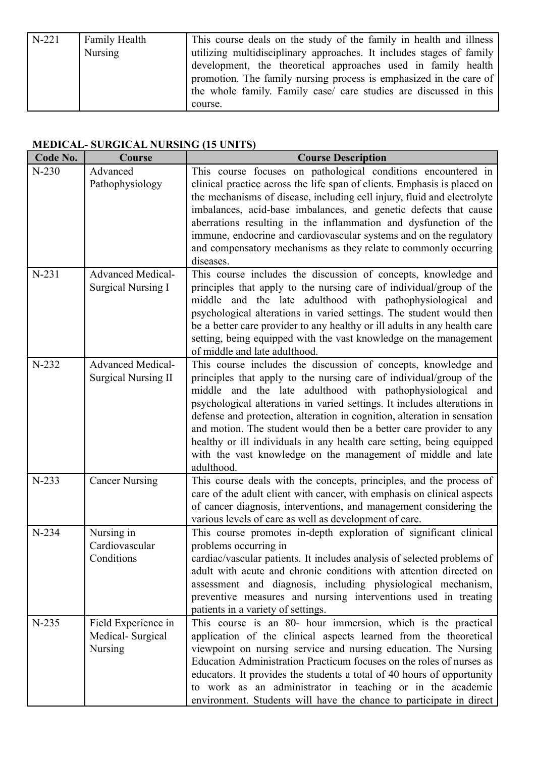| N-221 | Family Health Nursing | This course deals on the study of the family in health and illness utilizing multidisciplinary approaches. It includes stages of family development, the theoretical approaches used in family health promotion. The family nursing process is emphasized in the care of the whole family. Family case/ care studies are discussed in this course. |
|---|---|---|

**MEDICAL- SURGICAL NURSING (15 UNITS)**

| Code No. | Course | Course Description |
|---|---|---|
| N-230 | Advanced Pathophysiology | This course focuses on pathological conditions encountered in clinical practice across the life span of clients. Emphasis is placed on the mechanisms of disease, including cell injury, fluid and electrolyte imbalances, acid-base imbalances, and genetic defects that cause aberrations resulting in the inflammation and dysfunction of the immune, endocrine and cardiovascular systems and on the regulatory and compensatory mechanisms as they relate to commonly occurring diseases. |
| N-231 | Advanced Medical-Surgical Nursing I | This course includes the discussion of concepts, knowledge and principles that apply to the nursing care of individual/group of the middle and the late adulthood with pathophysiological and psychological alterations in varied settings. The student would then be a better care provider to any healthy or ill adults in any health care setting, being equipped with the vast knowledge on the management of middle and late adulthood. |
| N-232 | Advanced Medical-Surgical Nursing II | This course includes the discussion of concepts, knowledge and principles that apply to the nursing care of individual/group of the middle and the late adulthood with pathophysiological and psychological alterations in varied settings. It includes alterations in defense and protection, alteration in cognition, alteration in sensation and motion. The student would then be a better care provider to any healthy or ill individuals in any health care setting, being equipped with the vast knowledge on the management of middle and late adulthood. |
| N-233 | Cancer Nursing | This course deals with the concepts, principles, and the process of care of the adult client with cancer, with emphasis on clinical aspects of cancer diagnosis, interventions, and management considering the various levels of care as well as development of care. |
| N-234 | Nursing in Cardiovascular Conditions | This course promotes in-depth exploration of significant clinical problems occurring in cardiac/vascular patients. It includes analysis of selected problems of adult with acute and chronic conditions with attention directed on assessment and diagnosis, including physiological mechanism, preventive measures and nursing interventions used in treating patients in a variety of settings. |
| N-235 | Field Experience in Medical- Surgical Nursing | This course is an 80- hour immersion, which is the practical application of the clinical aspects learned from the theoretical viewpoint on nursing service and nursing education. The Nursing Education Administration Practicum focuses on the roles of nurses as educators. It provides the students a total of 40 hours of opportunity to work as an administrator in teaching or in the academic environment. Students will have the chance to participate in direct |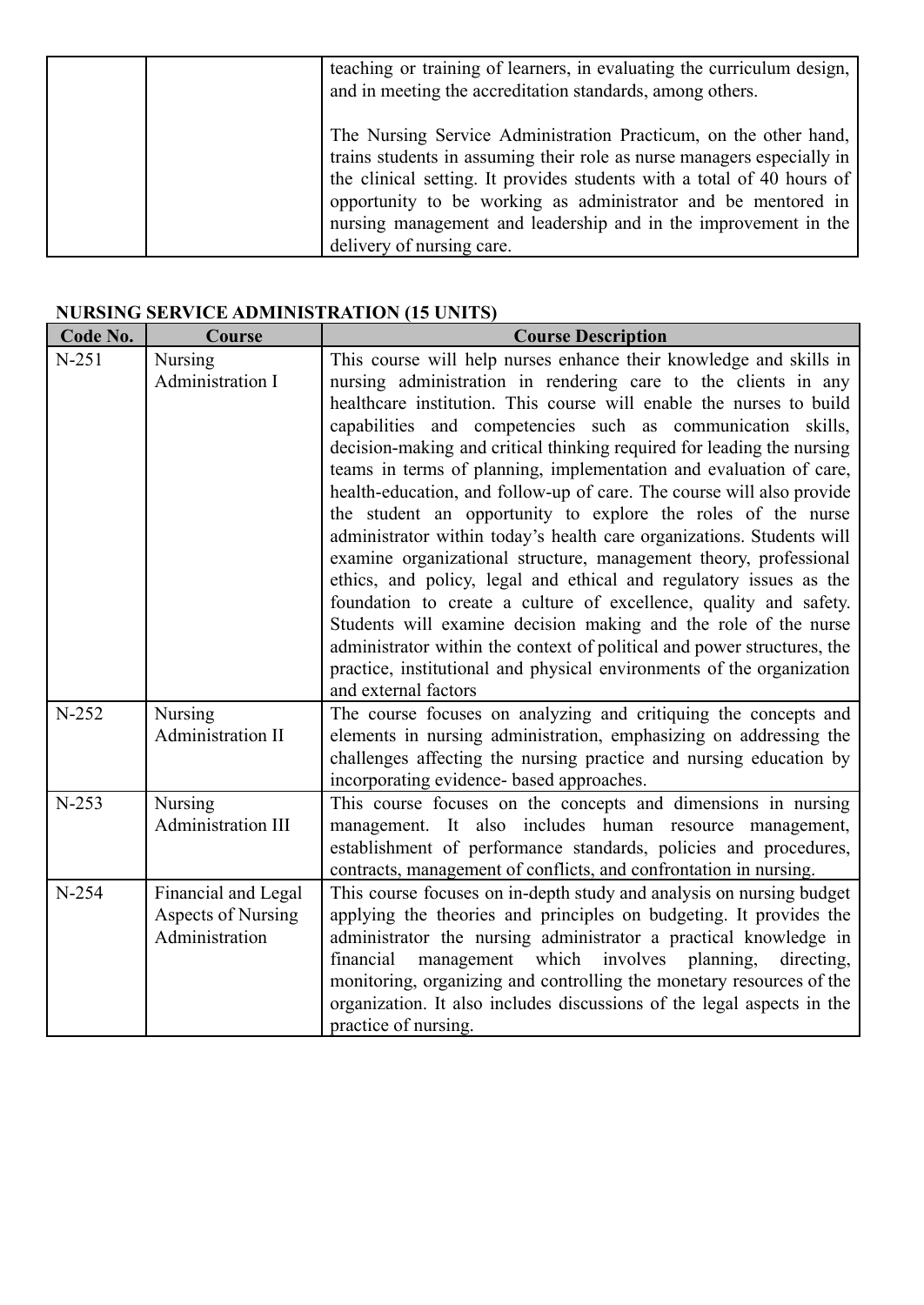| | | teaching or training of learners, in evaluating the curriculum design, and in meeting the accreditation standards, among others.<br><br>The Nursing Service Administration Practicum, on the other hand, trains students in assuming their role as nurse managers especially in the clinical setting. It provides students with a total of 40 hours of opportunity to be working as administrator and be mentored in nursing management and leadership and in the improvement in the delivery of nursing care. |
|---|---|---|

**NURSING SERVICE ADMINISTRATION (15 UNITS)**

| Code No. | Course | Course Description |
|---|---|---|
| N-251 | Nursing Administration I | This course will help nurses enhance their knowledge and skills in nursing administration in rendering care to the clients in any healthcare institution. This course will enable the nurses to build capabilities and competencies such as communication skills, decision-making and critical thinking required for leading the nursing teams in terms of planning, implementation and evaluation of care, health-education, and follow-up of care. The course will also provide the student an opportunity to explore the roles of the nurse administrator within today's health care organizations. Students will examine organizational structure, management theory, professional ethics, and policy, legal and ethical and regulatory issues as the foundation to create a culture of excellence, quality and safety. Students will examine decision making and the role of the nurse administrator within the context of political and power structures, the practice, institutional and physical environments of the organization and external factors |
| N-252 | Nursing Administration II | The course focuses on analyzing and critiquing the concepts and elements in nursing administration, emphasizing on addressing the challenges affecting the nursing practice and nursing education by incorporating evidence- based approaches. |
| N-253 | Nursing Administration III | This course focuses on the concepts and dimensions in nursing management. It also includes human resource management, establishment of performance standards, policies and procedures, contracts, management of conflicts, and confrontation in nursing. |
| N-254 | Financial and Legal Aspects of Nursing Administration | This course focuses on in-depth study and analysis on nursing budget applying the theories and principles on budgeting. It provides the administrator the nursing administrator a practical knowledge in financial management which involves planning, directing, monitoring, organizing and controlling the monetary resources of the organization. It also includes discussions of the legal aspects in the practice of nursing. |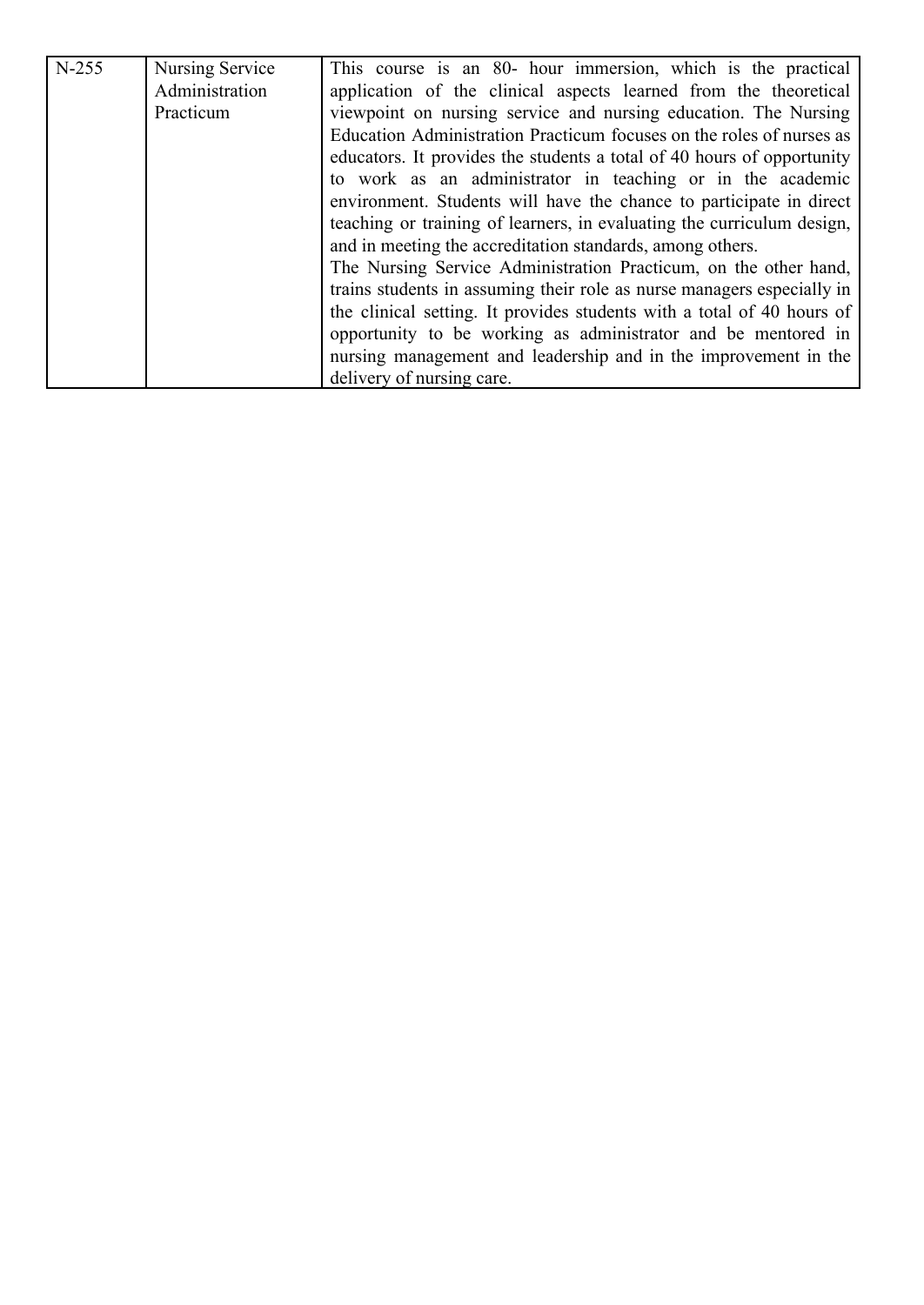| | | |
|---|---|---|
| N-255 | Nursing Service Administration Practicum | This course is an 80- hour immersion, which is the practical application of the clinical aspects learned from the theoretical viewpoint on nursing service and nursing education. The Nursing Education Administration Practicum focuses on the roles of nurses as educators. It provides the students a total of 40 hours of opportunity to work as an administrator in teaching or in the academic environment. Students will have the chance to participate in direct teaching or training of learners, in evaluating the curriculum design, and in meeting the accreditation standards, among others.<br>The Nursing Service Administration Practicum, on the other hand, trains students in assuming their role as nurse managers especially in the clinical setting. It provides students with a total of 40 hours of opportunity to be working as administrator and be mentored in nursing management and leadership and in the improvement in the delivery of nursing care. |